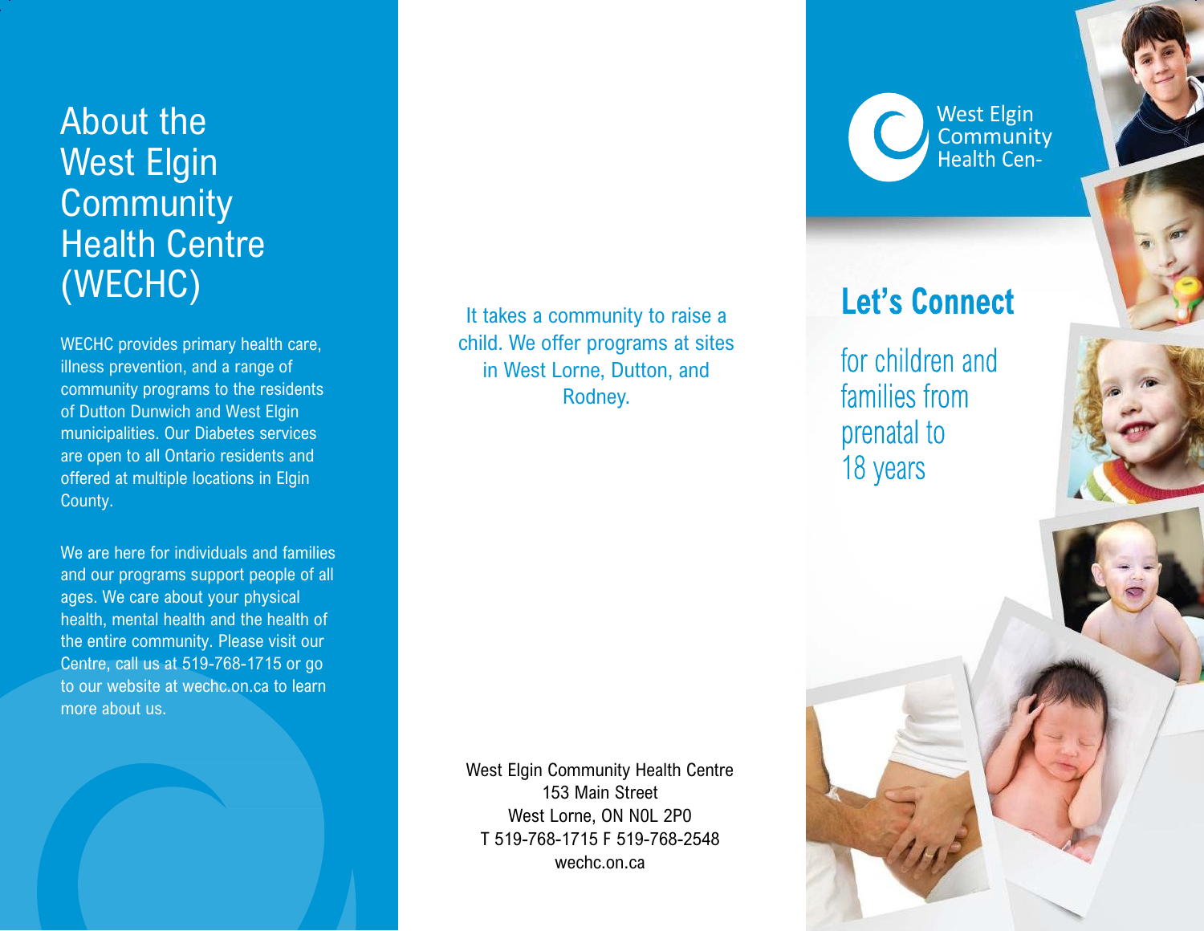# About the West Elgin Community Health Centre (WECHC)

WECHC provides primary health care, illness prevention, and a range of community programs to the residents of Dutton Dunwich and West Elgin municipalities. Our Diabetes services are open to all Ontario residents and offered at multiple locations in Elgin County.

We are here for individuals and families and our programs support people of all ages. We care about your physical health, mental health and the health of the entire community. Please visit our Centre, call us at 519-768-1715 or go to our website at wechc.on.ca to learn more about us.

It takes a community to raise a child. We offer programs at sites in West Lorne, Dutton, and Rodney.

West Elgin Community Health Centre
153 Main Street
West Lorne, ON N0L 2P0
T 519-768-1715 F 519-768-2548
wechc.on.ca

West Elgin Community Health Cen-

## Let's Connect

for children and families from prenatal to 18 years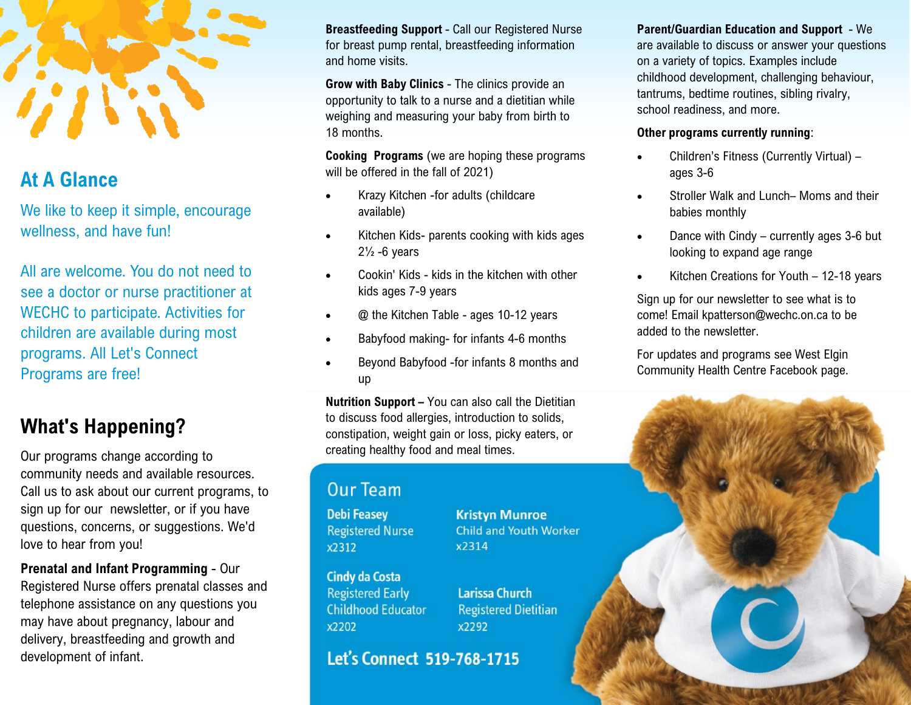## At A Glance

We like to keep it simple, encourage wellness, and have fun!

All are welcome. You do not need to see a doctor or nurse practitioner at WECHC to participate. Activities for children are available during most programs. All Let's Connect Programs are free!

## What's Happening?

Our programs change according to community needs and available resources. Call us to ask about our current programs, to sign up for our newsletter, or if you have questions, concerns, or suggestions. We'd love to hear from you!

**Prenatal and Infant Programming** - Our Registered Nurse offers prenatal classes and telephone assistance on any questions you may have about pregnancy, labour and delivery, breastfeeding and growth and development of infant.

**Breastfeeding Support** - Call our Registered Nurse for breast pump rental, breastfeeding information and home visits.

**Grow with Baby Clinics** - The clinics provide an opportunity to talk to a nurse and a dietitian while weighing and measuring your baby from birth to 18 months.

**Cooking Programs** (we are hoping these programs will be offered in the fall of 2021)

- Krazy Kitchen -for adults (childcare available)
- Kitchen Kids- parents cooking with kids ages 2½ -6 years
- Cookin' Kids - kids in the kitchen with other kids ages 7-9 years
- @ the Kitchen Table - ages 10-12 years
- Babyfood making- for infants 4-6 months
- Beyond Babyfood -for infants 8 months and up

**Nutrition Support –** You can also call the Dietitian to discuss food allergies, introduction to solids, constipation, weight gain or loss, picky eaters, or creating healthy food and meal times.

**Parent/Guardian Education and Support** - We are available to discuss or answer your questions on a variety of topics. Examples include childhood development, challenging behaviour, tantrums, bedtime routines, sibling rivalry, school readiness, and more.

**Other programs currently running**:

- Children's Fitness (Currently Virtual) – ages 3-6
- Stroller Walk and Lunch– Moms and their babies monthly
- Dance with Cindy – currently ages 3-6 but looking to expand age range
- Kitchen Creations for Youth – 12-18 years

Sign up for our newsletter to see what is to come! Email kpatterson@wechc.on.ca to be added to the newsletter.

For updates and programs see West Elgin Community Health Centre Facebook page.

## Our Team

**Debi Feasey**
Registered Nurse
x2312

**Kristyn Munroe**
Child and Youth Worker
x2314

**Cindy da Costa**
Registered Early Childhood Educator
x2202

**Larissa Church**
Registered Dietitian
x2292

**Let's Connect 519-768-1715**